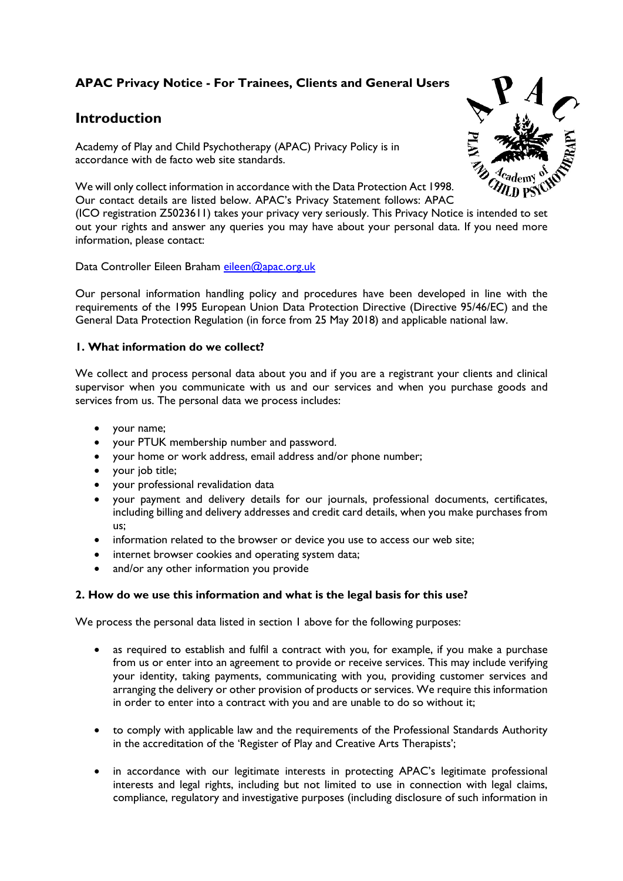# APAC Privacy Notice - For Trainees, Clients and General Users

## Introduction

Academy of Play and Child Psychotherapy (APAC) Privacy Policy is in accordance with de facto web site standards.

We will only collect information in accordance with the Data Protection Act 1998. Our contact details are listed below. APAC's Privacy Statement follows: APAC (ICO registration Z5023611) takes your privacy very seriously. This Privacy Notice is intended to set out your rights and answer any queries you may have about your personal data. If you need more information, please contact:

Data Controller Eileen Braham eileen@apac.org.uk

Our personal information handling policy and procedures have been developed in line with the requirements of the 1995 European Union Data Protection Directive (Directive 95/46/EC) and the General Data Protection Regulation (in force from 25 May 2018) and applicable national law.

### 1. What information do we collect?

We collect and process personal data about you and if you are a registrant your clients and clinical supervisor when you communicate with us and our services and when you purchase goods and services from us. The personal data we process includes:

- your name;
- your PTUK membership number and password.
- your home or work address, email address and/or phone number;
- your job title;
- your professional revalidation data
- your payment and delivery details for our journals, professional documents, certificates, including billing and delivery addresses and credit card details, when you make purchases from us;
- information related to the browser or device you use to access our web site;
- internet browser cookies and operating system data;
- and/or any other information you provide

### 2. How do we use this information and what is the legal basis for this use?

We process the personal data listed in section 1 above for the following purposes:

- as required to establish and fulfil a contract with you, for example, if you make a purchase from us or enter into an agreement to provide or receive services. This may include verifying your identity, taking payments, communicating with you, providing customer services and arranging the delivery or other provision of products or services. We require this information in order to enter into a contract with you and are unable to do so without it;

- to comply with applicable law and the requirements of the Professional Standards Authority in the accreditation of the 'Register of Play and Creative Arts Therapists';

- in accordance with our legitimate interests in protecting APAC's legitimate professional interests and legal rights, including but not limited to use in connection with legal claims, compliance, regulatory and investigative purposes (including disclosure of such information in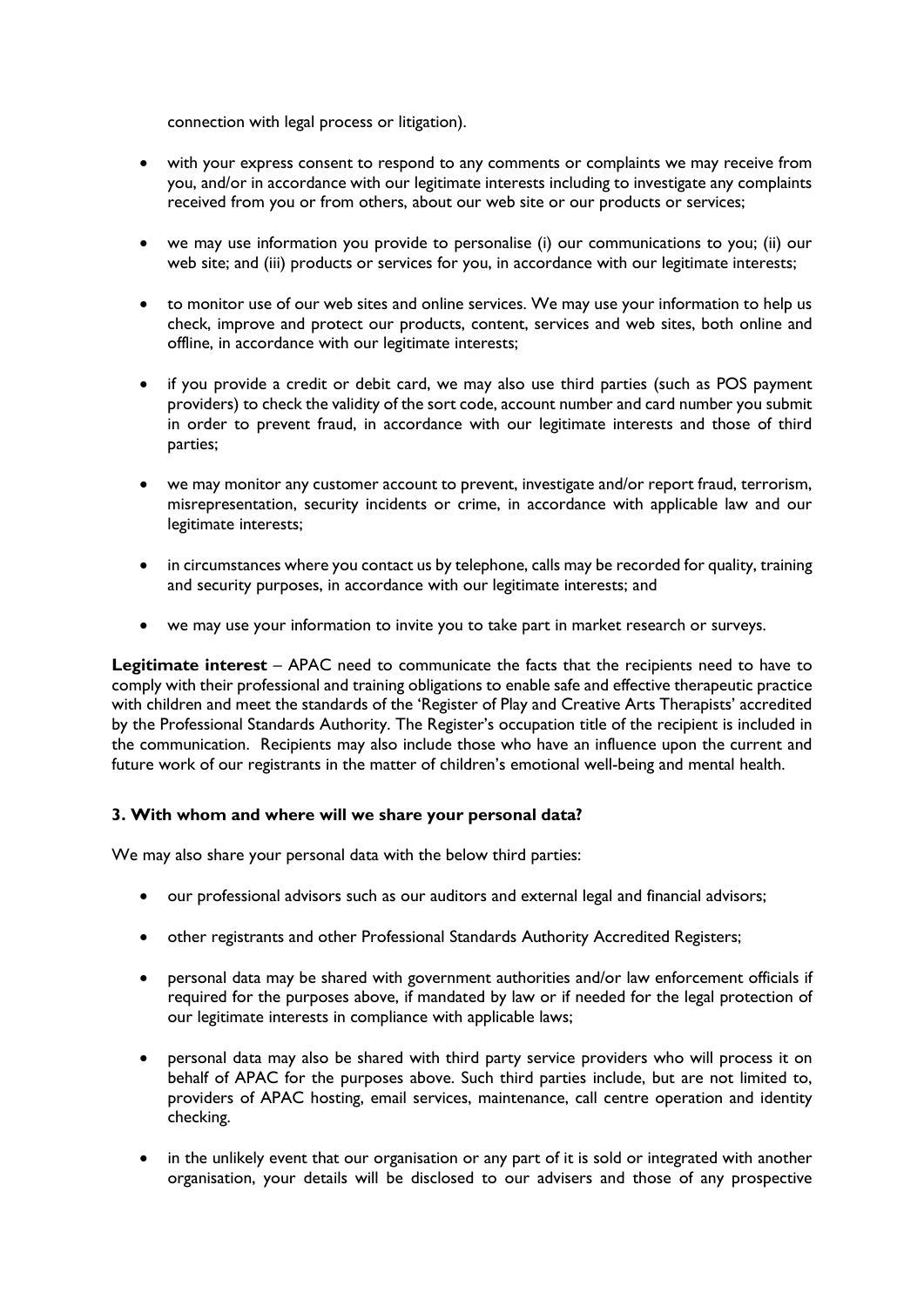connection with legal process or litigation).

- with your express consent to respond to any comments or complaints we may receive from you, and/or in accordance with our legitimate interests including to investigate any complaints received from you or from others, about our web site or our products or services;
- we may use information you provide to personalise (i) our communications to you; (ii) our web site; and (iii) products or services for you, in accordance with our legitimate interests;
- to monitor use of our web sites and online services. We may use your information to help us check, improve and protect our products, content, services and web sites, both online and offline, in accordance with our legitimate interests;
- if you provide a credit or debit card, we may also use third parties (such as POS payment providers) to check the validity of the sort code, account number and card number you submit in order to prevent fraud, in accordance with our legitimate interests and those of third parties;
- we may monitor any customer account to prevent, investigate and/or report fraud, terrorism, misrepresentation, security incidents or crime, in accordance with applicable law and our legitimate interests;
- in circumstances where you contact us by telephone, calls may be recorded for quality, training and security purposes, in accordance with our legitimate interests; and
- we may use your information to invite you to take part in market research or surveys.

**Legitimate interest** – APAC need to communicate the facts that the recipients need to have to comply with their professional and training obligations to enable safe and effective therapeutic practice with children and meet the standards of the 'Register of Play and Creative Arts Therapists' accredited by the Professional Standards Authority. The Register's occupation title of the recipient is included in the communication. Recipients may also include those who have an influence upon the current and future work of our registrants in the matter of children's emotional well-being and mental health.

### 3. With whom and where will we share your personal data?

We may also share your personal data with the below third parties:

- our professional advisors such as our auditors and external legal and financial advisors;
- other registrants and other Professional Standards Authority Accredited Registers;
- personal data may be shared with government authorities and/or law enforcement officials if required for the purposes above, if mandated by law or if needed for the legal protection of our legitimate interests in compliance with applicable laws;
- personal data may also be shared with third party service providers who will process it on behalf of APAC for the purposes above. Such third parties include, but are not limited to, providers of APAC hosting, email services, maintenance, call centre operation and identity checking.
- in the unlikely event that our organisation or any part of it is sold or integrated with another organisation, your details will be disclosed to our advisers and those of any prospective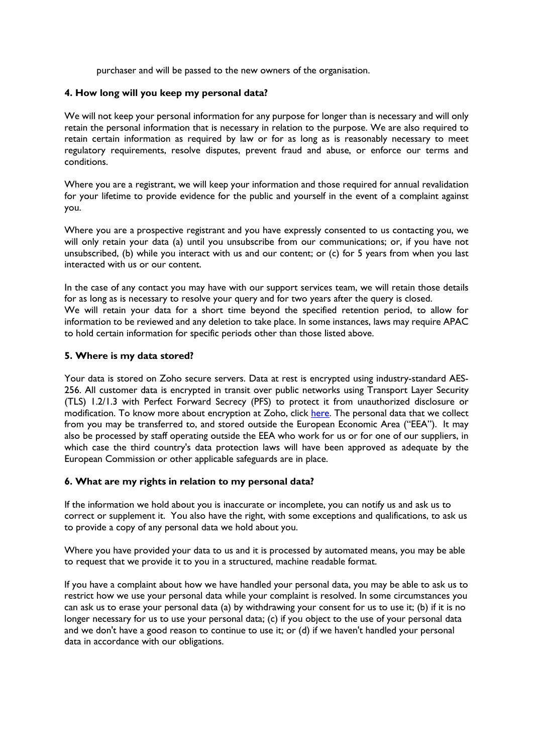purchaser and will be passed to the new owners of the organisation.

### 4. How long will you keep my personal data?

We will not keep your personal information for any purpose for longer than is necessary and will only retain the personal information that is necessary in relation to the purpose. We are also required to retain certain information as required by law or for as long as is reasonably necessary to meet regulatory requirements, resolve disputes, prevent fraud and abuse, or enforce our terms and conditions.

Where you are a registrant, we will keep your information and those required for annual revalidation for your lifetime to provide evidence for the public and yourself in the event of a complaint against you.

Where you are a prospective registrant and you have expressly consented to us contacting you, we will only retain your data (a) until you unsubscribe from our communications; or, if you have not unsubscribed, (b) while you interact with us and our content; or (c) for 5 years from when you last interacted with us or our content.

In the case of any contact you may have with our support services team, we will retain those details for as long as is necessary to resolve your query and for two years after the query is closed.
We will retain your data for a short time beyond the specified retention period, to allow for information to be reviewed and any deletion to take place. In some instances, laws may require APAC to hold certain information for specific periods other than those listed above.

### 5. Where is my data stored?

Your data is stored on Zoho secure servers. Data at rest is encrypted using industry-standard AES-256. All customer data is encrypted in transit over public networks using Transport Layer Security (TLS) 1.2/1.3 with Perfect Forward Secrecy (PFS) to protect it from unauthorized disclosure or modification. To know more about encryption at Zoho, click here. The personal data that we collect from you may be transferred to, and stored outside the European Economic Area ("EEA"). It may also be processed by staff operating outside the EEA who work for us or for one of our suppliers, in which case the third country's data protection laws will have been approved as adequate by the European Commission or other applicable safeguards are in place.

### 6. What are my rights in relation to my personal data?

If the information we hold about you is inaccurate or incomplete, you can notify us and ask us to correct or supplement it. You also have the right, with some exceptions and qualifications, to ask us to provide a copy of any personal data we hold about you.

Where you have provided your data to us and it is processed by automated means, you may be able to request that we provide it to you in a structured, machine readable format.

If you have a complaint about how we have handled your personal data, you may be able to ask us to restrict how we use your personal data while your complaint is resolved. In some circumstances you can ask us to erase your personal data (a) by withdrawing your consent for us to use it; (b) if it is no longer necessary for us to use your personal data; (c) if you object to the use of your personal data and we don't have a good reason to continue to use it; or (d) if we haven't handled your personal data in accordance with our obligations.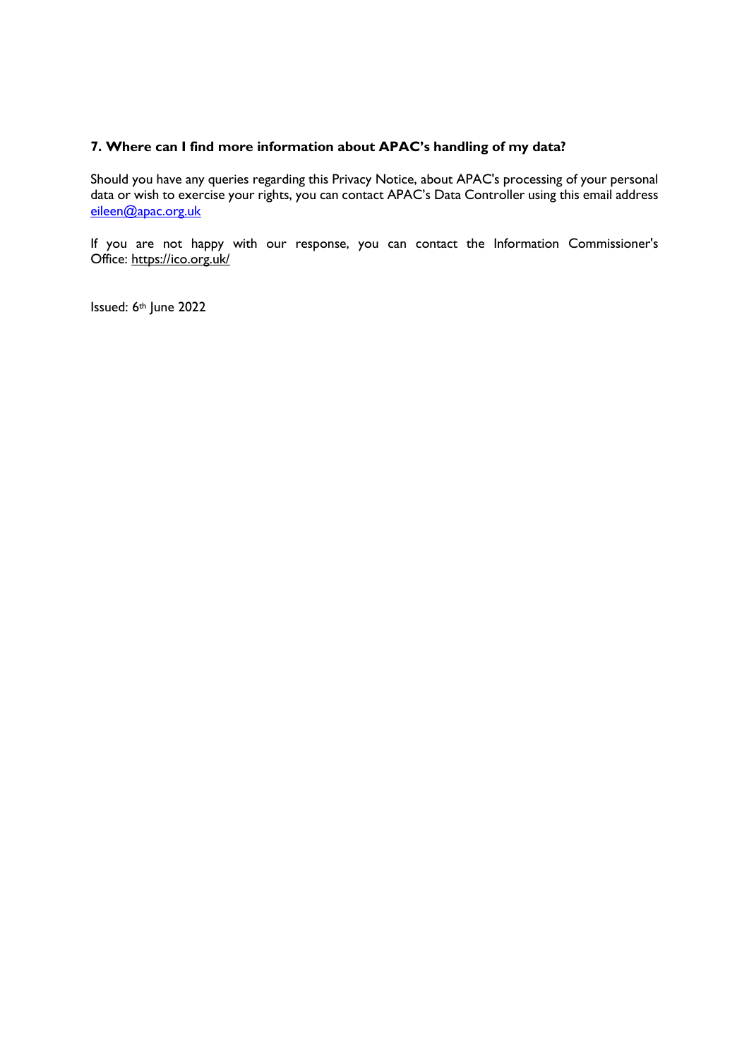### 7. Where can I find more information about APAC's handling of my data?

Should you have any queries regarding this Privacy Notice, about APAC's processing of your personal data or wish to exercise your rights, you can contact APAC's Data Controller using this email address eileen@apac.org.uk

If you are not happy with our response, you can contact the Information Commissioner's Office: https://ico.org.uk/

Issued: 6th June 2022